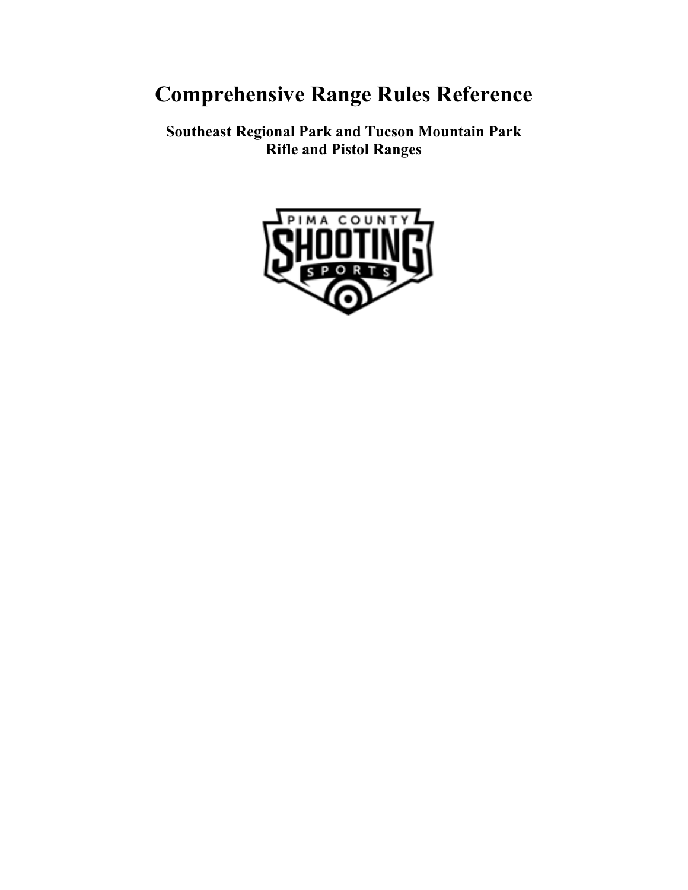# Comprehensive Range Rules Reference

**Southeast Regional Park and Tucson Mountain Park**
**Rifle and Pistol Ranges**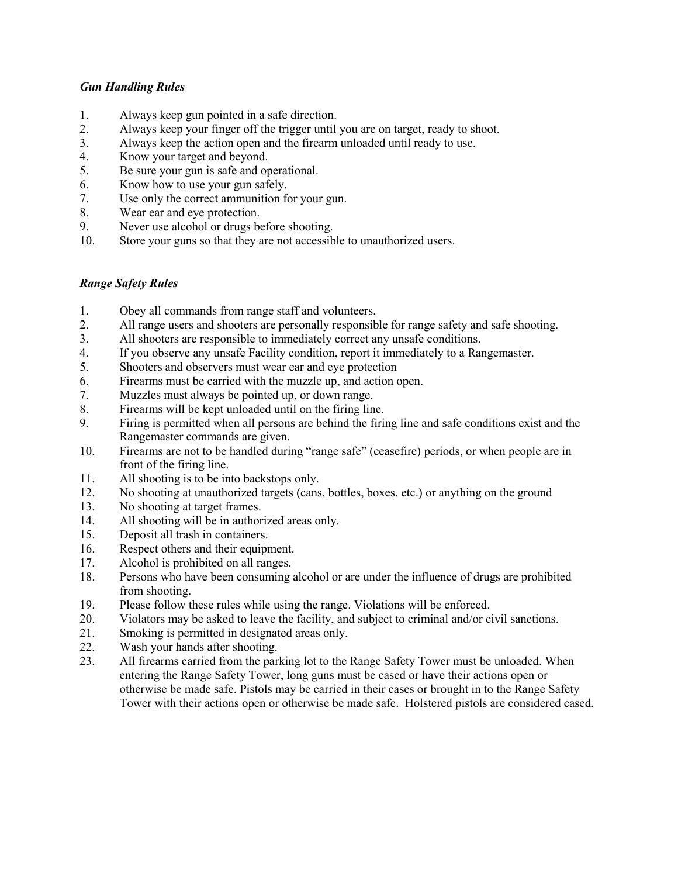***Gun Handling Rules***

1. Always keep gun pointed in a safe direction.
2. Always keep your finger off the trigger until you are on target, ready to shoot.
3. Always keep the action open and the firearm unloaded until ready to use.
4. Know your target and beyond.
5. Be sure your gun is safe and operational.
6. Know how to use your gun safely.
7. Use only the correct ammunition for your gun.
8. Wear ear and eye protection.
9. Never use alcohol or drugs before shooting.
10. Store your guns so that they are not accessible to unauthorized users.

***Range Safety Rules***

1. Obey all commands from range staff and volunteers.
2. All range users and shooters are personally responsible for range safety and safe shooting.
3. All shooters are responsible to immediately correct any unsafe conditions.
4. If you observe any unsafe Facility condition, report it immediately to a Rangemaster.
5. Shooters and observers must wear ear and eye protection
6. Firearms must be carried with the muzzle up, and action open.
7. Muzzles must always be pointed up, or down range.
8. Firearms will be kept unloaded until on the firing line.
9. Firing is permitted when all persons are behind the firing line and safe conditions exist and the Rangemaster commands are given.
10. Firearms are not to be handled during "range safe" (ceasefire) periods, or when people are in front of the firing line.
11. All shooting is to be into backstops only.
12. No shooting at unauthorized targets (cans, bottles, boxes, etc.) or anything on the ground
13. No shooting at target frames.
14. All shooting will be in authorized areas only.
15. Deposit all trash in containers.
16. Respect others and their equipment.
17. Alcohol is prohibited on all ranges.
18. Persons who have been consuming alcohol or are under the influence of drugs are prohibited from shooting.
19. Please follow these rules while using the range. Violations will be enforced.
20. Violators may be asked to leave the facility, and subject to criminal and/or civil sanctions.
21. Smoking is permitted in designated areas only.
22. Wash your hands after shooting.
23. All firearms carried from the parking lot to the Range Safety Tower must be unloaded. When entering the Range Safety Tower, long guns must be cased or have their actions open or otherwise be made safe. Pistols may be carried in their cases or brought in to the Range Safety Tower with their actions open or otherwise be made safe. Holstered pistols are considered cased.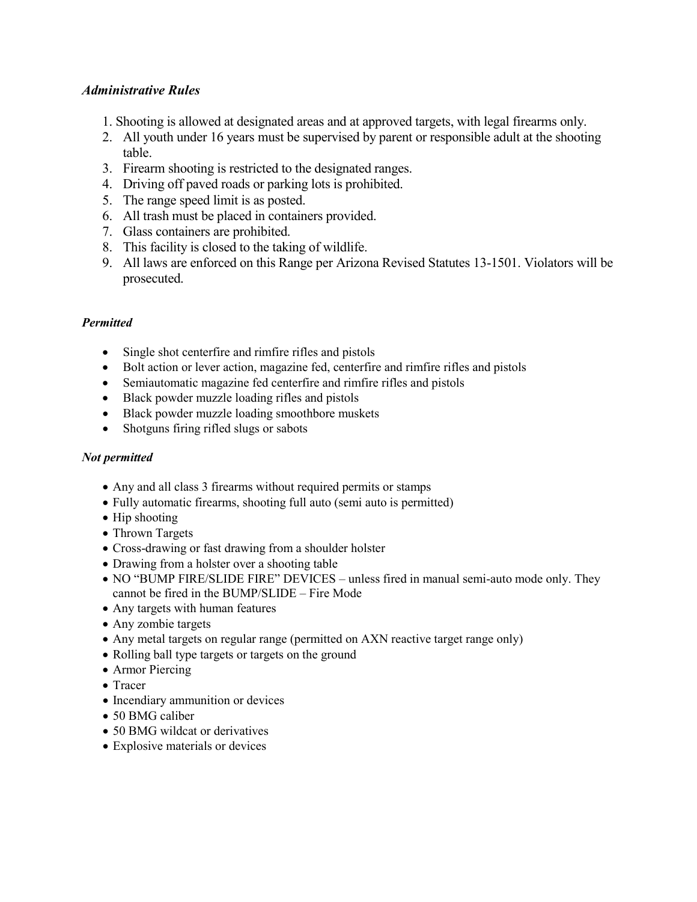### *Administrative Rules*

1. Shooting is allowed at designated areas and at approved targets, with legal firearms only.
2. All youth under 16 years must be supervised by parent or responsible adult at the shooting table.
3. Firearm shooting is restricted to the designated ranges.
4. Driving off paved roads or parking lots is prohibited.
5. The range speed limit is as posted.
6. All trash must be placed in containers provided.
7. Glass containers are prohibited.
8. This facility is closed to the taking of wildlife.
9. All laws are enforced on this Range per Arizona Revised Statutes 13-1501. Violators will be prosecuted.

### ***Permitted***

- Single shot centerfire and rimfire rifles and pistols
- Bolt action or lever action, magazine fed, centerfire and rimfire rifles and pistols
- Semiautomatic magazine fed centerfire and rimfire rifles and pistols
- Black powder muzzle loading rifles and pistols
- Black powder muzzle loading smoothbore muskets
- Shotguns firing rifled slugs or sabots

### ***Not permitted***

- Any and all class 3 firearms without required permits or stamps
- Fully automatic firearms, shooting full auto (semi auto is permitted)
- Hip shooting
- Thrown Targets
- Cross-drawing or fast drawing from a shoulder holster
- Drawing from a holster over a shooting table
- NO “BUMP FIRE/SLIDE FIRE” DEVICES – unless fired in manual semi-auto mode only. They cannot be fired in the BUMP/SLIDE – Fire Mode
- Any targets with human features
- Any zombie targets
- Any metal targets on regular range (permitted on AXN reactive target range only)
- Rolling ball type targets or targets on the ground
- Armor Piercing
- Tracer
- Incendiary ammunition or devices
- 50 BMG caliber
- 50 BMG wildcat or derivatives
- Explosive materials or devices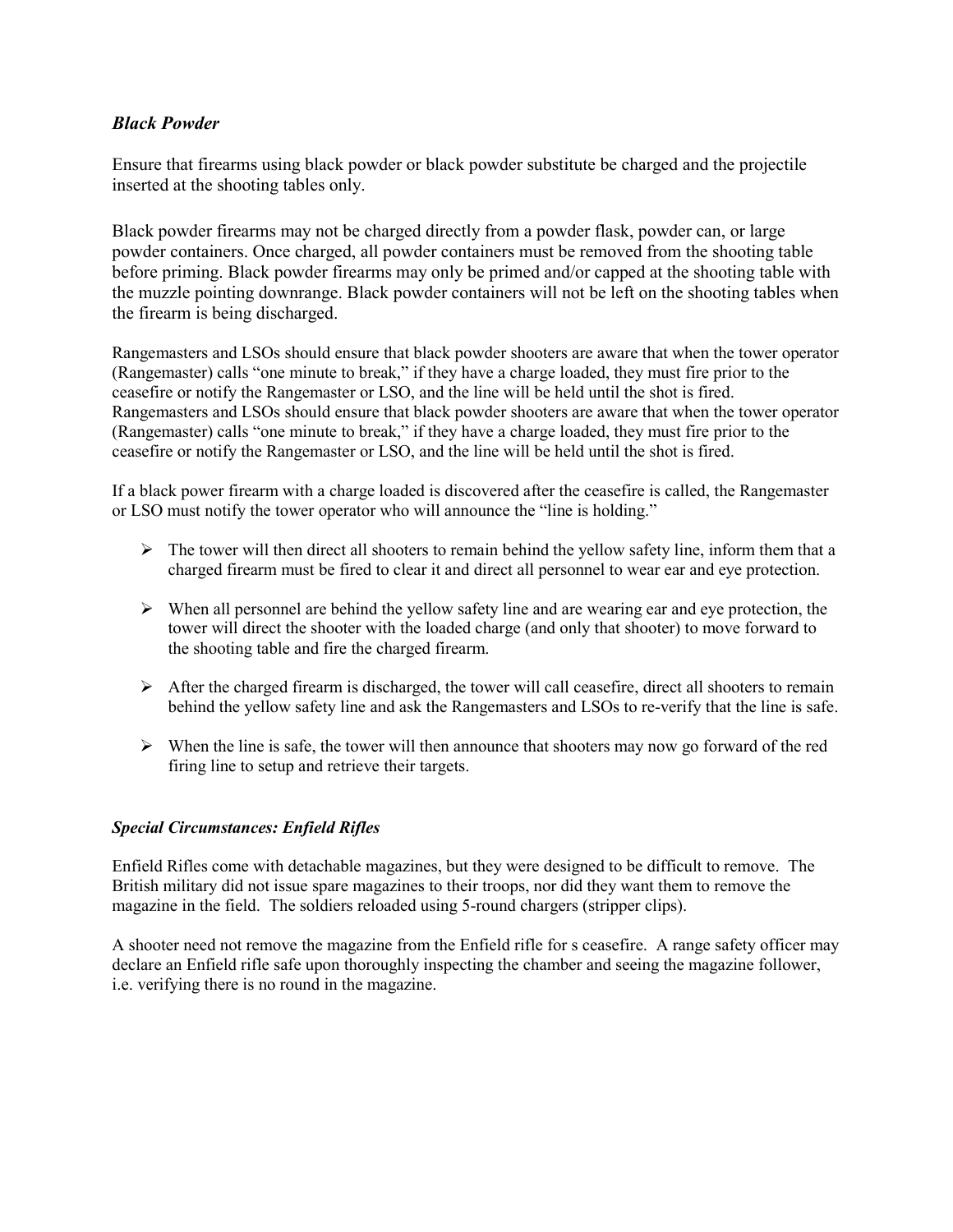### *Black Powder*

Ensure that firearms using black powder or black powder substitute be charged and the projectile inserted at the shooting tables only.

Black powder firearms may not be charged directly from a powder flask, powder can, or large powder containers. Once charged, all powder containers must be removed from the shooting table before priming. Black powder firearms may only be primed and/or capped at the shooting table with the muzzle pointing downrange. Black powder containers will not be left on the shooting tables when the firearm is being discharged.

Rangemasters and LSOs should ensure that black powder shooters are aware that when the tower operator (Rangemaster) calls "one minute to break," if they have a charge loaded, they must fire prior to the ceasefire or notify the Rangemaster or LSO, and the line will be held until the shot is fired. Rangemasters and LSOs should ensure that black powder shooters are aware that when the tower operator (Rangemaster) calls "one minute to break," if they have a charge loaded, they must fire prior to the ceasefire or notify the Rangemaster or LSO, and the line will be held until the shot is fired.

If a black power firearm with a charge loaded is discovered after the ceasefire is called, the Rangemaster or LSO must notify the tower operator who will announce the "line is holding."

- The tower will then direct all shooters to remain behind the yellow safety line, inform them that a charged firearm must be fired to clear it and direct all personnel to wear ear and eye protection.
- When all personnel are behind the yellow safety line and are wearing ear and eye protection, the tower will direct the shooter with the loaded charge (and only that shooter) to move forward to the shooting table and fire the charged firearm.
- After the charged firearm is discharged, the tower will call ceasefire, direct all shooters to remain behind the yellow safety line and ask the Rangemasters and LSOs to re-verify that the line is safe.
- When the line is safe, the tower will then announce that shooters may now go forward of the red firing line to setup and retrieve their targets.

### *Special Circumstances: Enfield Rifles*

Enfield Rifles come with detachable magazines, but they were designed to be difficult to remove. The British military did not issue spare magazines to their troops, nor did they want them to remove the magazine in the field. The soldiers reloaded using 5-round chargers (stripper clips).

A shooter need not remove the magazine from the Enfield rifle for s ceasefire. A range safety officer may declare an Enfield rifle safe upon thoroughly inspecting the chamber and seeing the magazine follower, i.e. verifying there is no round in the magazine.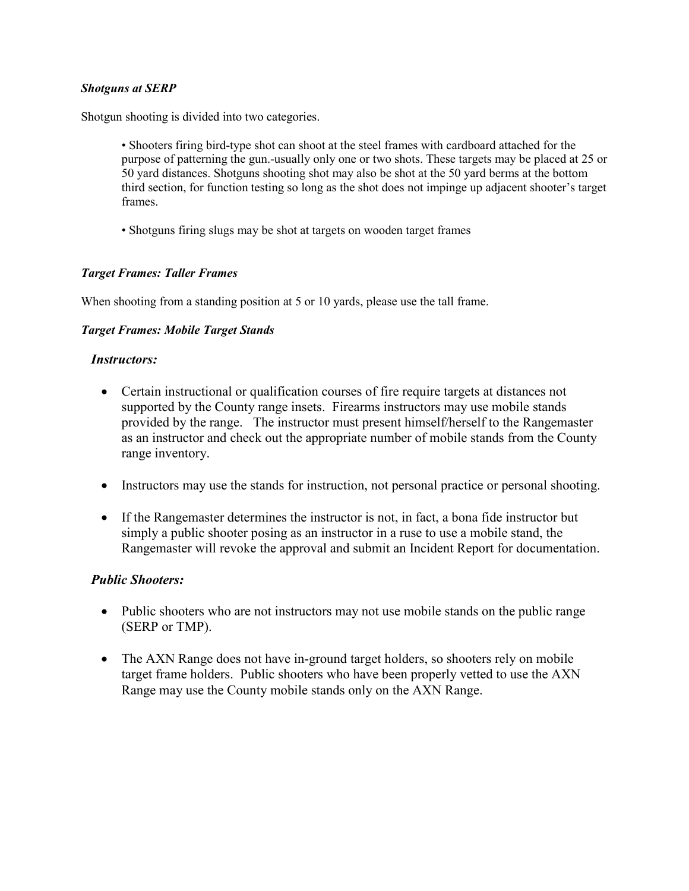***Shotguns at SERP***

Shotgun shooting is divided into two categories.

> • Shooters firing bird-type shot can shoot at the steel frames with cardboard attached for the purpose of patterning the gun.-usually only one or two shots. These targets may be placed at 25 or 50 yard distances. Shotguns shooting shot may also be shot at the 50 yard berms at the bottom third section, for function testing so long as the shot does not impinge up adjacent shooter's target frames.
>
> • Shotguns firing slugs may be shot at targets on wooden target frames

***Target Frames: Taller Frames***

When shooting from a standing position at 5 or 10 yards, please use the tall frame.

***Target Frames: Mobile Target Stands***

***Instructors:***

- Certain instructional or qualification courses of fire require targets at distances not supported by the County range insets. Firearms instructors may use mobile stands provided by the range. The instructor must present himself/herself to the Rangemaster as an instructor and check out the appropriate number of mobile stands from the County range inventory.
- Instructors may use the stands for instruction, not personal practice or personal shooting.
- If the Rangemaster determines the instructor is not, in fact, a bona fide instructor but simply a public shooter posing as an instructor in a ruse to use a mobile stand, the Rangemaster will revoke the approval and submit an Incident Report for documentation.

***Public Shooters:***

- Public shooters who are not instructors may not use mobile stands on the public range (SERP or TMP).
- The AXN Range does not have in-ground target holders, so shooters rely on mobile target frame holders. Public shooters who have been properly vetted to use the AXN Range may use the County mobile stands only on the AXN Range.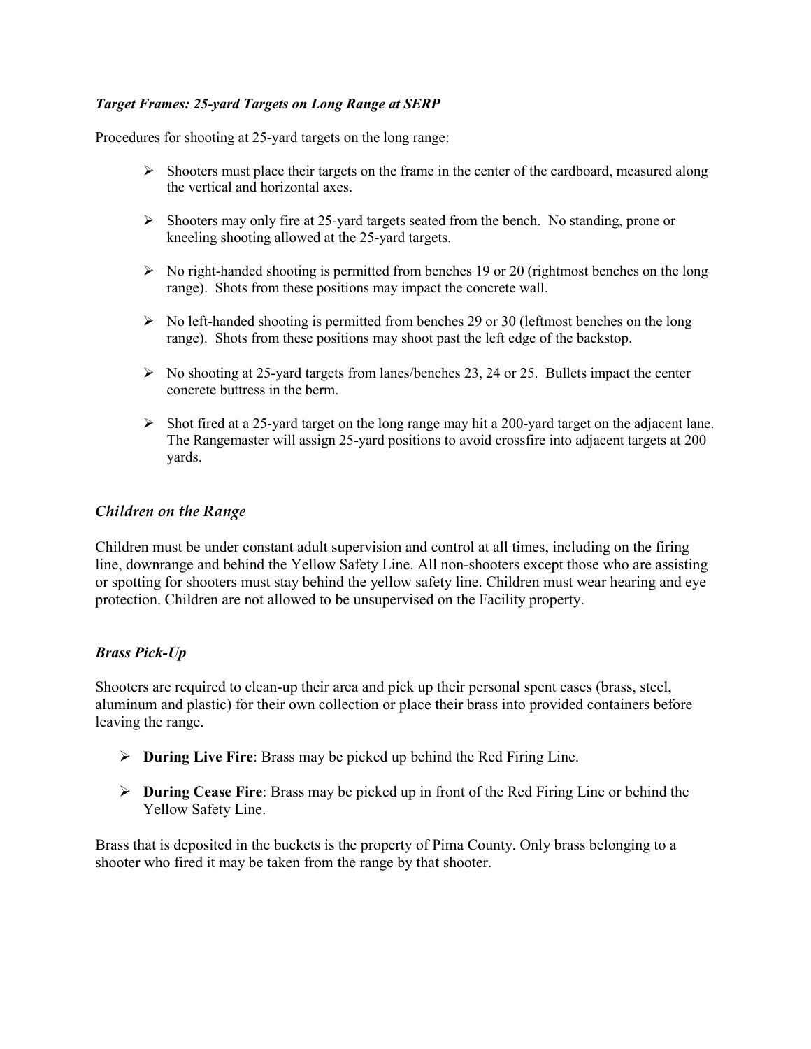### *Target Frames: 25-yard Targets on Long Range at SERP*

Procedures for shooting at 25-yard targets on the long range:

- Shooters must place their targets on the frame in the center of the cardboard, measured along the vertical and horizontal axes.
- Shooters may only fire at 25-yard targets seated from the bench. No standing, prone or kneeling shooting allowed at the 25-yard targets.
- No right-handed shooting is permitted from benches 19 or 20 (rightmost benches on the long range). Shots from these positions may impact the concrete wall.
- No left-handed shooting is permitted from benches 29 or 30 (leftmost benches on the long range). Shots from these positions may shoot past the left edge of the backstop.
- No shooting at 25-yard targets from lanes/benches 23, 24 or 25. Bullets impact the center concrete buttress in the berm.
- Shot fired at a 25-yard target on the long range may hit a 200-yard target on the adjacent lane. The Rangemaster will assign 25-yard positions to avoid crossfire into adjacent targets at 200 yards.

### *Children on the Range*

Children must be under constant adult supervision and control at all times, including on the firing line, downrange and behind the Yellow Safety Line. All non-shooters except those who are assisting or spotting for shooters must stay behind the yellow safety line. Children must wear hearing and eye protection. Children are not allowed to be unsupervised on the Facility property.

### *Brass Pick-Up*

Shooters are required to clean-up their area and pick up their personal spent cases (brass, steel, aluminum and plastic) for their own collection or place their brass into provided containers before leaving the range.

- **During Live Fire**: Brass may be picked up behind the Red Firing Line.
- **During Cease Fire**: Brass may be picked up in front of the Red Firing Line or behind the Yellow Safety Line.

Brass that is deposited in the buckets is the property of Pima County. Only brass belonging to a shooter who fired it may be taken from the range by that shooter.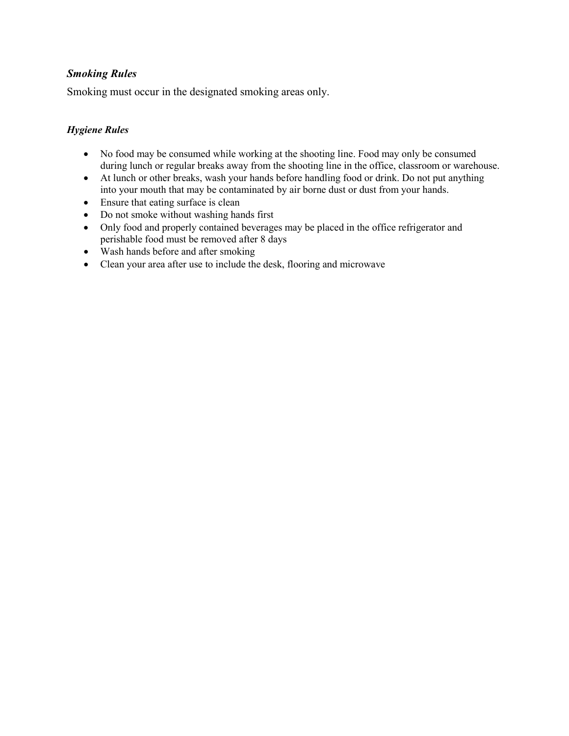***Smoking Rules***

Smoking must occur in the designated smoking areas only.

***Hygiene Rules***

- No food may be consumed while working at the shooting line. Food may only be consumed during lunch or regular breaks away from the shooting line in the office, classroom or warehouse.
- At lunch or other breaks, wash your hands before handling food or drink. Do not put anything into your mouth that may be contaminated by air borne dust or dust from your hands.
- Ensure that eating surface is clean
- Do not smoke without washing hands first
- Only food and properly contained beverages may be placed in the office refrigerator and perishable food must be removed after 8 days
- Wash hands before and after smoking
- Clean your area after use to include the desk, flooring and microwave